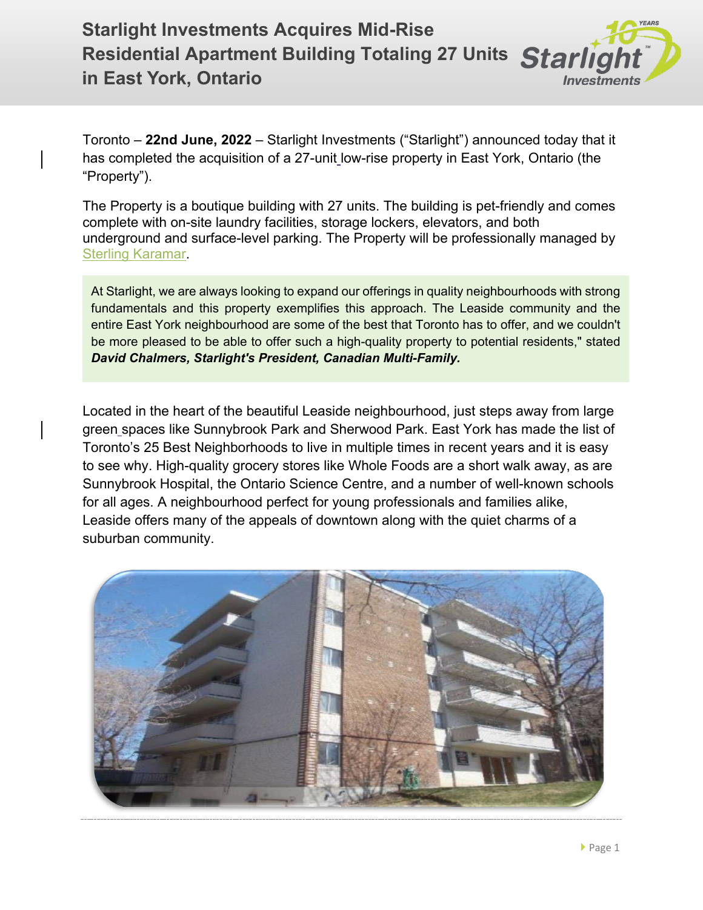# Starlight Investments Acquires Mid-Rise Residential Apartment Building Totaling 27 Units in East York, Ontario

Toronto – **22nd June, 2022** – Starlight Investments ("Starlight") announced today that it has completed the acquisition of a 27-unit low-rise property in East York, Ontario (the "Property").

The Property is a boutique building with 27 units. The building is pet-friendly and comes complete with on-site laundry facilities, storage lockers, elevators, and both underground and surface-level parking. The Property will be professionally managed by Sterling Karamar.

> At Starlight, we are always looking to expand our offerings in quality neighbourhoods with strong fundamentals and this property exemplifies this approach. The Leaside community and the entire East York neighbourhood are some of the best that Toronto has to offer, and we couldn't be more pleased to be able to offer such a high-quality property to potential residents," stated ***David Chalmers, Starlight's President, Canadian Multi-Family.***

Located in the heart of the beautiful Leaside neighbourhood, just steps away from large green spaces like Sunnybrook Park and Sherwood Park. East York has made the list of Toronto's 25 Best Neighborhoods to live in multiple times in recent years and it is easy to see why. High-quality grocery stores like Whole Foods are a short walk away, as are Sunnybrook Hospital, the Ontario Science Centre, and a number of well-known schools for all ages. A neighbourhood perfect for young professionals and families alike, Leaside offers many of the appeals of downtown along with the quiet charms of a suburban community.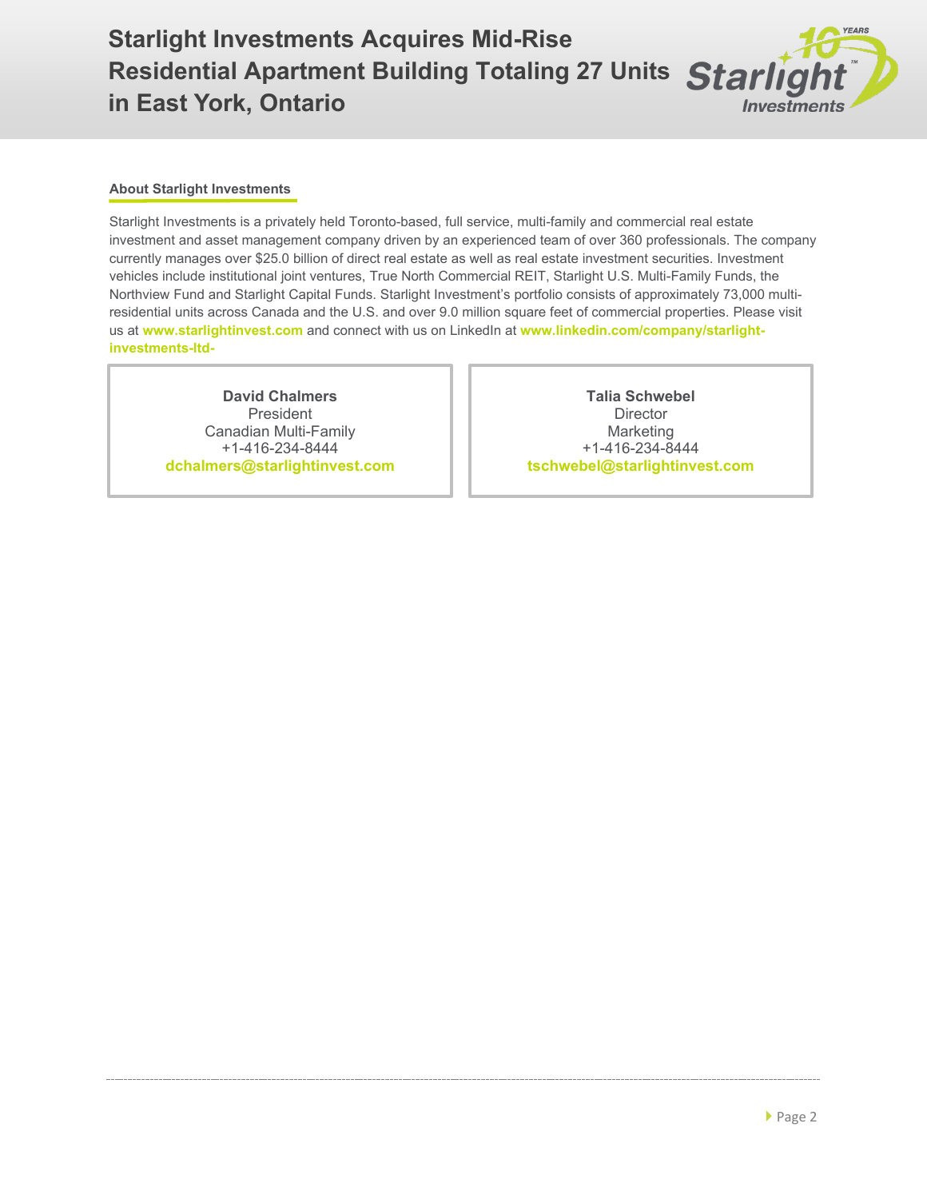## About Starlight Investments

Starlight Investments is a privately held Toronto-based, full service, multi-family and commercial real estate investment and asset management company driven by an experienced team of over 360 professionals. The company currently manages over $25.0 billion of direct real estate as well as real estate investment securities. Investment vehicles include institutional joint ventures, True North Commercial REIT, Starlight U.S. Multi-Family Funds, the Northview Fund and Starlight Capital Funds. Starlight Investment's portfolio consists of approximately 73,000 multi-residential units across Canada and the U.S. and over 9.0 million square feet of commercial properties. Please visit us at **www.starlightinvest.com** and connect with us on LinkedIn at **www.linkedin.com/company/starlight-investments-ltd-**

**David Chalmers**
President
Canadian Multi-Family
+1-416-234-8444
**dchalmers@starlightinvest.com**

**Talia Schwebel**
Director
Marketing
+1-416-234-8444
**tschwebel@starlightinvest.com**